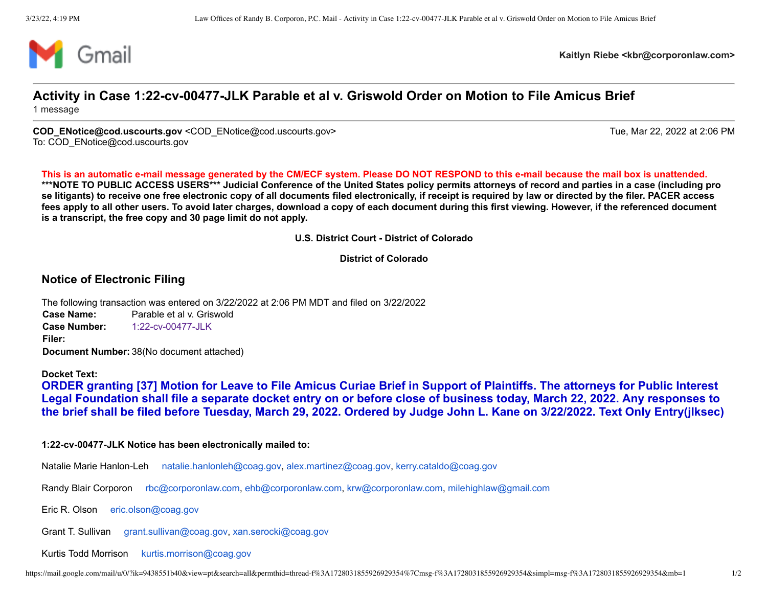Gmail

**Kaitlyn Riebe <kbr@corporonlaw.com>**

# Activity in Case 1:22-cv-00477-JLK Parable et al v. Griswold Order on Motion to File Amicus Brief

1 message

**COD_ENotice@cod.uscourts.gov** <COD_ENotice@cod.uscourts.gov> — Tue, Mar 22, 2022 at 2:06 PM
To: COD_ENotice@cod.uscourts.gov

**This is an automatic e-mail message generated by the CM/ECF system. Please DO NOT RESPOND to this e-mail because the mail box is unattended.**
**\*\*\*NOTE TO PUBLIC ACCESS USERS\*\*\* Judicial Conference of the United States policy permits attorneys of record and parties in a case (including pro se litigants) to receive one free electronic copy of all documents filed electronically, if receipt is required by law or directed by the filer. PACER access fees apply to all other users. To avoid later charges, download a copy of each document during this first viewing. However, if the referenced document is a transcript, the free copy and 30 page limit do not apply.**

**U.S. District Court - District of Colorado**

**District of Colorado**

## Notice of Electronic Filing

The following transaction was entered on 3/22/2022 at 2:06 PM MDT and filed on 3/22/2022

**Case Name:** Parable et al v. Griswold
**Case Number:** 1:22-cv-00477-JLK
**Filer:**
**Document Number:** 38(No document attached)

**Docket Text:**
**ORDER granting [37] Motion for Leave to File Amicus Curiae Brief in Support of Plaintiffs. The attorneys for Public Interest Legal Foundation shall file a separate docket entry on or before close of business today, March 22, 2022. Any responses to the brief shall be filed before Tuesday, March 29, 2022. Ordered by Judge John L. Kane on 3/22/2022. Text Only Entry(jlksec)**

**1:22-cv-00477-JLK Notice has been electronically mailed to:**

Natalie Marie Hanlon-Leh natalie.hanlonleh@coag.gov, alex.martinez@coag.gov, kerry.cataldo@coag.gov

Randy Blair Corporon rbc@corporonlaw.com, ehb@corporonlaw.com, krw@corporonlaw.com, milehighlaw@gmail.com

Eric R. Olson eric.olson@coag.gov

Grant T. Sullivan grant.sullivan@coag.gov, xan.serocki@coag.gov

Kurtis Todd Morrison kurtis.morrison@coag.gov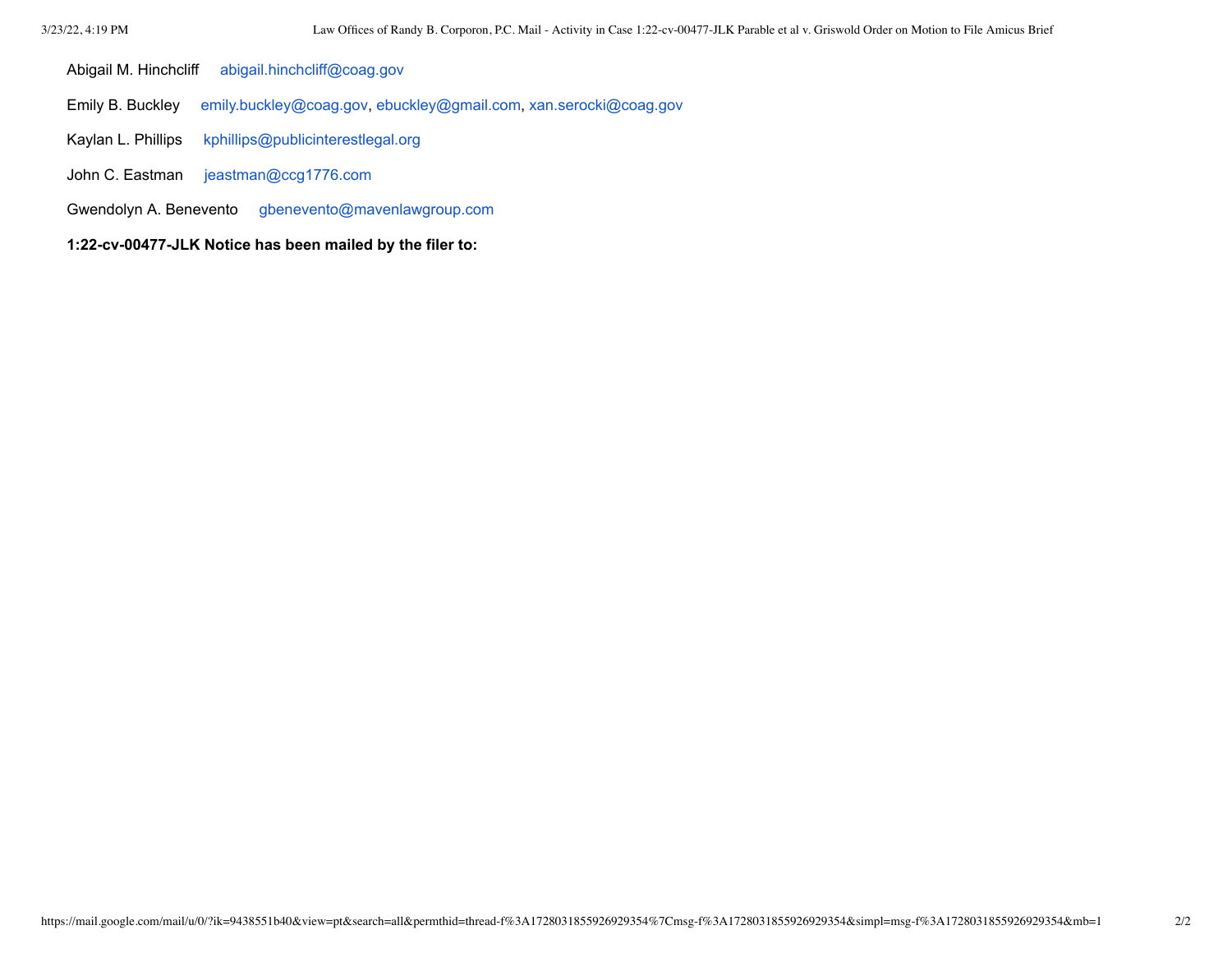Abigail M. Hinchcliff    abigail.hinchcliff@coag.gov

Emily B. Buckley    emily.buckley@coag.gov, ebuckley@gmail.com, xan.serocki@coag.gov

Kaylan L. Phillips    kphillips@publicinterestlegal.org

John C. Eastman    jeastman@ccg1776.com

Gwendolyn A. Benevento    gbenevento@mavenlawgroup.com

**1:22-cv-00477-JLK Notice has been mailed by the filer to:**